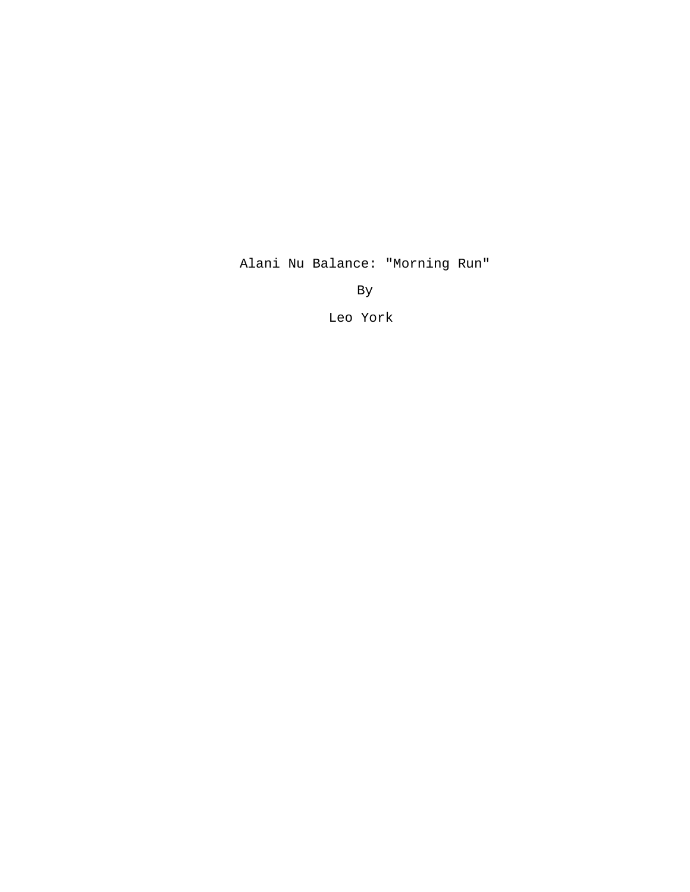# Alani Nu Balance: "Morning Run"

By

Leo York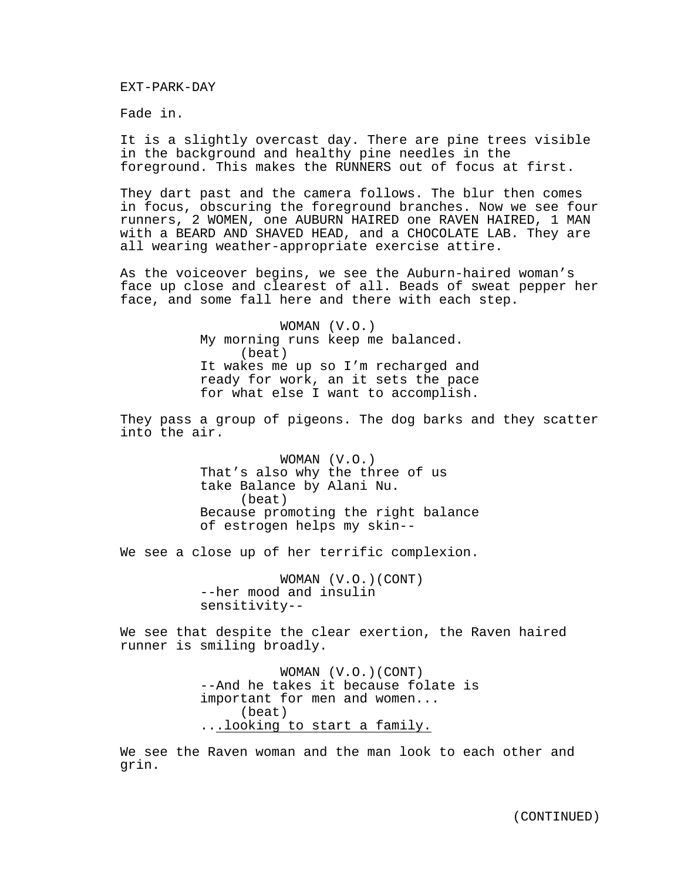EXT-PARK-DAY

Fade in.

It is a slightly overcast day. There are pine trees visible in the background and healthy pine needles in the foreground. This makes the RUNNERS out of focus at first.

They dart past and the camera follows. The blur then comes in focus, obscuring the foreground branches. Now we see four runners, 2 WOMEN, one AUBURN HAIRED one RAVEN HAIRED, 1 MAN with a BEARD AND SHAVED HEAD, and a CHOCOLATE LAB. They are all wearing weather-appropriate exercise attire.

As the voiceover begins, we see the Auburn-haired woman's face up close and clearest of all. Beads of sweat pepper her face, and some fall here and there with each step.

WOMAN (V.O.)
My morning runs keep me balanced.
(beat)
It wakes me up so I'm recharged and ready for work, an it sets the pace for what else I want to accomplish.

They pass a group of pigeons. The dog barks and they scatter into the air.

WOMAN (V.O.)
That's also why the three of us take Balance by Alani Nu.
(beat)
Because promoting the right balance of estrogen helps my skin--

We see a close up of her terrific complexion.

WOMAN (V.O.)(CONT)
--her mood and insulin sensitivity--

We see that despite the clear exertion, the Raven haired runner is smiling broadly.

WOMAN (V.O.)(CONT)
--And he takes it because folate is important for men and women...
(beat)
...<u>looking to start a family.</u>

We see the Raven woman and the man look to each other and grin.

(CONTINUED)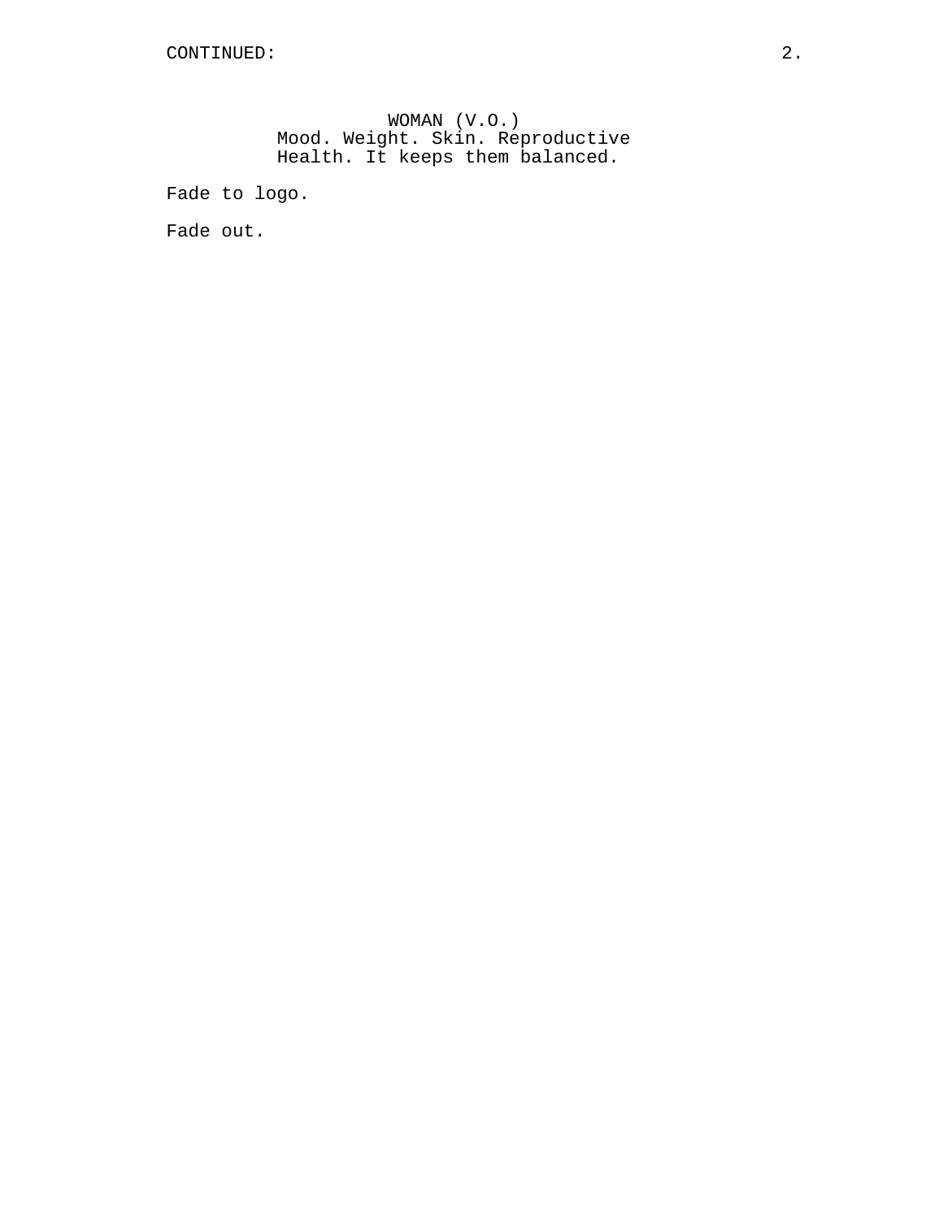WOMAN (V.O.)
Mood. Weight. Skin. Reproductive Health. It keeps them balanced.

Fade to logo.

Fade out.